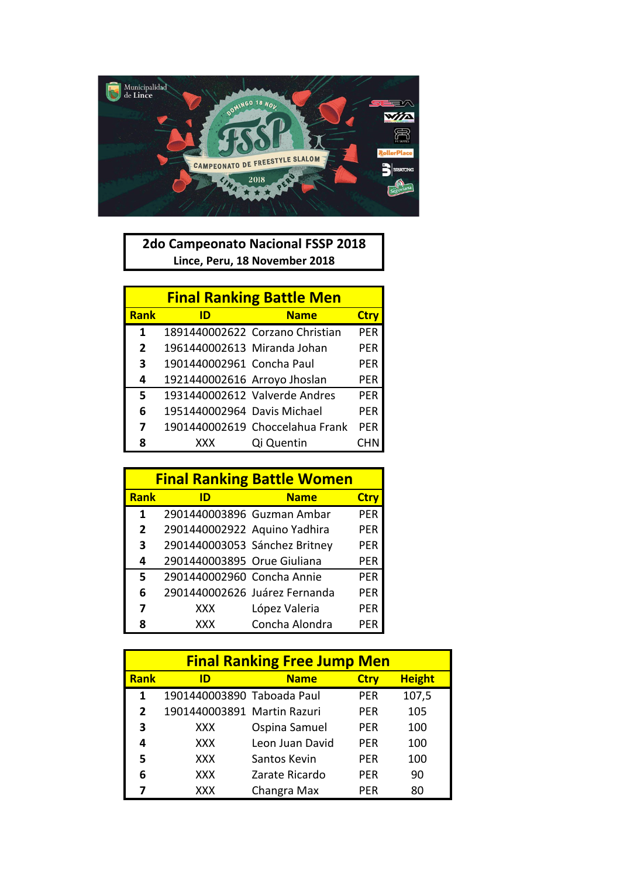# 2do Campeonato Nacional FSSP 2018

**Lince, Peru, 18 November 2018**

## Final Ranking Battle Men

| Rank | ID | Name | Ctry |
|---|---|---|---|
| 1 | 1891440002622 | Corzano Christian | PER |
| 2 | 1961440002613 | Miranda Johan | PER |
| 3 | 1901440002961 | Concha Paul | PER |
| 4 | 1921440002616 | Arroyo Jhoslan | PER |
| 5 | 1931440002612 | Valverde Andres | PER |
| 6 | 1951440002964 | Davis Michael | PER |
| 7 | 1901440002619 | Choccelahua Frank | PER |
| 8 | XXX | Qi Quentin | CHN |

## Final Ranking Battle Women

| Rank | ID | Name | Ctry |
|---|---|---|---|
| 1 | 2901440003896 | Guzman Ambar | PER |
| 2 | 2901440002922 | Aquino Yadhira | PER |
| 3 | 2901440003053 | Sánchez Britney | PER |
| 4 | 2901440003895 | Orue Giuliana | PER |
| 5 | 2901440002960 | Concha Annie | PER |
| 6 | 2901440002626 | Juárez Fernanda | PER |
| 7 | XXX | López Valeria | PER |
| 8 | XXX | Concha Alondra | PER |

## Final Ranking Free Jump Men

| Rank | ID | Name | Ctry | Height |
|---|---|---|---|---|
| 1 | 1901440003890 | Taboada Paul | PER | 107,5 |
| 2 | 1901440003891 | Martin Razuri | PER | 105 |
| 3 | XXX | Ospina Samuel | PER | 100 |
| 4 | XXX | Leon Juan David | PER | 100 |
| 5 | XXX | Santos Kevin | PER | 100 |
| 6 | XXX | Zarate Ricardo | PER | 90 |
| 7 | XXX | Changra Max | PER | 80 |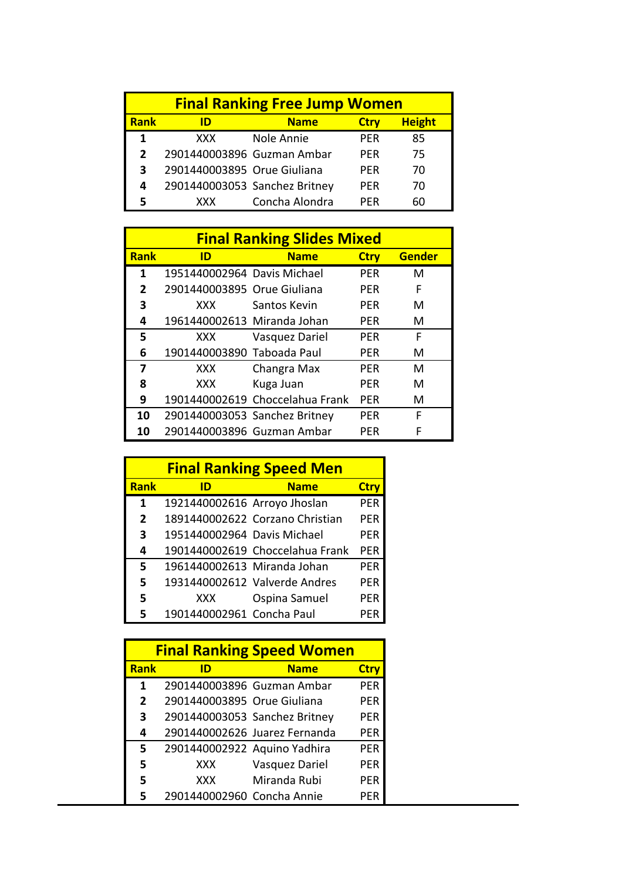| Final Ranking Free Jump Women | | | | |
|---|---|---|---|---|
| **Rank** | **ID** | **Name** | **Ctry** | **Height** |
| **1** | XXX | Nole Annie | PER | 85 |
| **2** | 2901440003896 | Guzman Ambar | PER | 75 |
| **3** | 2901440003895 | Orue Giuliana | PER | 70 |
| **4** | 2901440003053 | Sanchez Britney | PER | 70 |
| **5** | XXX | Concha Alondra | PER | 60 |

| Final Ranking Slides Mixed | | | | |
|---|---|---|---|---|
| **Rank** | **ID** | **Name** | **Ctry** | **Gender** |
| **1** | 1951440002964 | Davis Michael | PER | M |
| **2** | 2901440003895 | Orue Giuliana | PER | F |
| **3** | XXX | Santos Kevin | PER | M |
| **4** | 1961440002613 | Miranda Johan | PER | M |
| **5** | XXX | Vasquez Dariel | PER | F |
| **6** | 1901440003890 | Taboada Paul | PER | M |
| **7** | XXX | Changra Max | PER | M |
| **8** | XXX | Kuga Juan | PER | M |
| **9** | 1901440002619 | Choccelahua Frank | PER | M |
| **10** | 2901440003053 | Sanchez Britney | PER | F |
| **10** | 2901440003896 | Guzman Ambar | PER | F |

| Final Ranking Speed Men | | | |
|---|---|---|---|
| **Rank** | **ID** | **Name** | **Ctry** |
| **1** | 1921440002616 | Arroyo Jhoslan | PER |
| **2** | 1891440002622 | Corzano Christian | PER |
| **3** | 1951440002964 | Davis Michael | PER |
| **4** | 1901440002619 | Choccelahua Frank | PER |
| **5** | 1961440002613 | Miranda Johan | PER |
| **5** | 1931440002612 | Valverde Andres | PER |
| **5** | XXX | Ospina Samuel | PER |
| **5** | 1901440002961 | Concha Paul | PER |

| Final Ranking Speed Women | | | |
|---|---|---|---|
| **Rank** | **ID** | **Name** | **Ctry** |
| **1** | 2901440003896 | Guzman Ambar | PER |
| **2** | 2901440003895 | Orue Giuliana | PER |
| **3** | 2901440003053 | Sanchez Britney | PER |
| **4** | 2901440002626 | Juarez Fernanda | PER |
| **5** | 2901440002922 | Aquino Yadhira | PER |
| **5** | XXX | Vasquez Dariel | PER |
| **5** | XXX | Miranda Rubi | PER |
| **5** | 2901440002960 | Concha Annie | PER |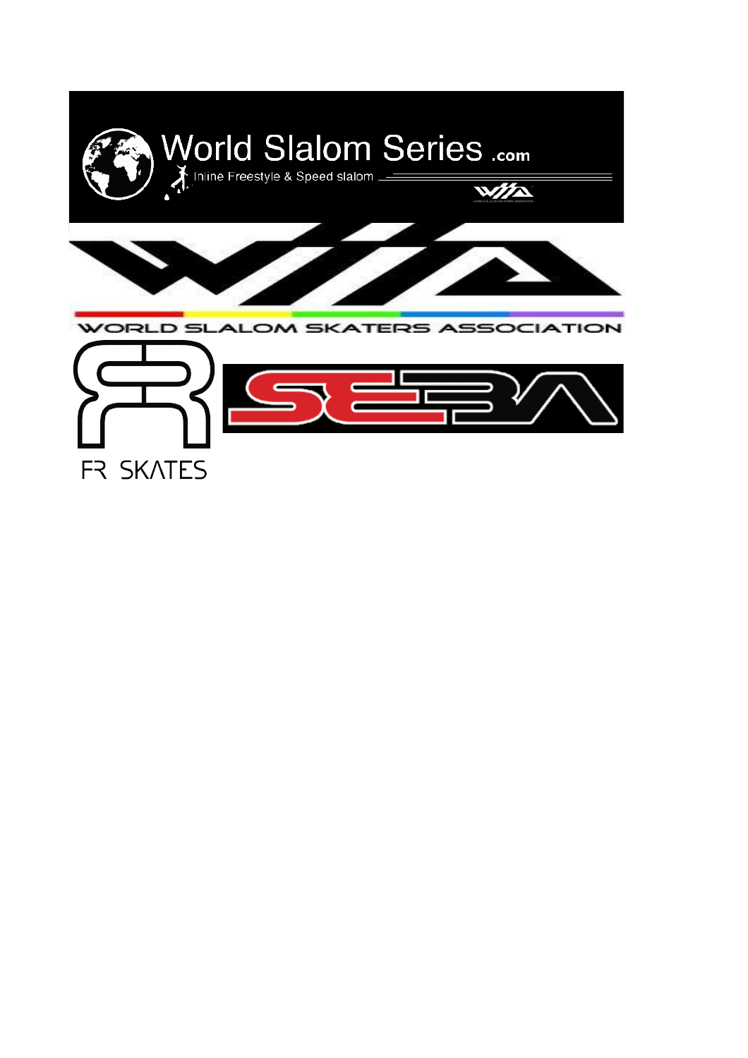World Slalom Series .com

Inline Freestyle & Speed slalom

WORLD SLALOM SKATERS ASSOCIATION

FR SKATES

SEBA